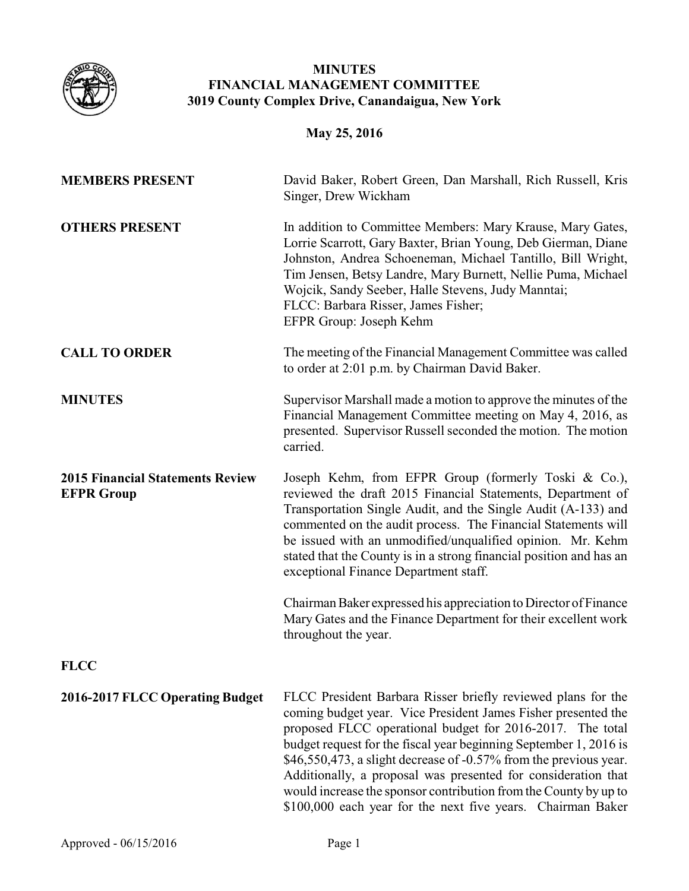# MINUTES
## FINANCIAL MANAGEMENT COMMITTEE
## 3019 County Complex Drive, Canandaigua, New York

**May 25, 2016**

**MEMBERS PRESENT**

David Baker, Robert Green, Dan Marshall, Rich Russell, Kris Singer, Drew Wickham

**OTHERS PRESENT**

In addition to Committee Members: Mary Krause, Mary Gates, Lorrie Scarrott, Gary Baxter, Brian Young, Deb Gierman, Diane Johnston, Andrea Schoeneman, Michael Tantillo, Bill Wright, Tim Jensen, Betsy Landre, Mary Burnett, Nellie Puma, Michael Wojcik, Sandy Seeber, Halle Stevens, Judy Manntai;
FLCC: Barbara Risser, James Fisher;
EFPR Group: Joseph Kehm

**CALL TO ORDER**

The meeting of the Financial Management Committee was called to order at 2:01 p.m. by Chairman David Baker.

**MINUTES**

Supervisor Marshall made a motion to approve the minutes of the Financial Management Committee meeting on May 4, 2016, as presented. Supervisor Russell seconded the motion. The motion carried.

**2015 Financial Statements Review EFPR Group**

Joseph Kehm, from EFPR Group (formerly Toski & Co.), reviewed the draft 2015 Financial Statements, Department of Transportation Single Audit, and the Single Audit (A-133) and commented on the audit process. The Financial Statements will be issued with an unmodified/unqualified opinion. Mr. Kehm stated that the County is in a strong financial position and has an exceptional Finance Department staff.

Chairman Baker expressed his appreciation to Director of Finance Mary Gates and the Finance Department for their excellent work throughout the year.

**FLCC**

**2016-2017 FLCC Operating Budget**

FLCC President Barbara Risser briefly reviewed plans for the coming budget year. Vice President James Fisher presented the proposed FLCC operational budget for 2016-2017. The total budget request for the fiscal year beginning September 1, 2016 is $46,550,473, a slight decrease of -0.57% from the previous year. Additionally, a proposal was presented for consideration that would increase the sponsor contribution from the County by up to $100,000 each year for the next five years. Chairman Baker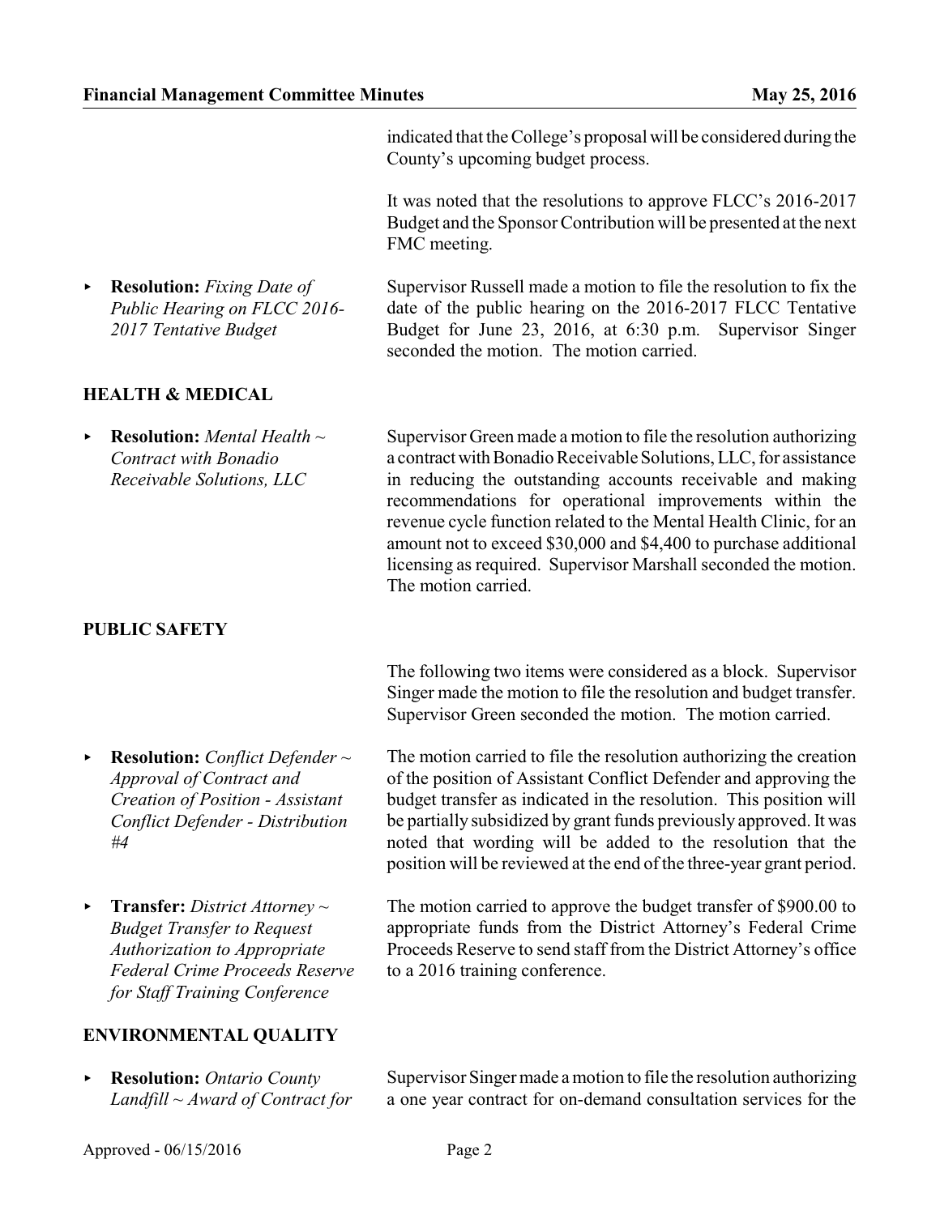indicated that the College's proposal will be considered during the County's upcoming budget process.

It was noted that the resolutions to approve FLCC's 2016-2017 Budget and the Sponsor Contribution will be presented at the next FMC meeting.

- **Resolution:** *Fixing Date of Public Hearing on FLCC 2016-2017 Tentative Budget*

Supervisor Russell made a motion to file the resolution to fix the date of the public hearing on the 2016-2017 FLCC Tentative Budget for June 23, 2016, at 6:30 p.m. Supervisor Singer seconded the motion. The motion carried.

## HEALTH & MEDICAL

- **Resolution:** *Mental Health ~ Contract with Bonadio Receivable Solutions, LLC*

Supervisor Green made a motion to file the resolution authorizing a contract with Bonadio Receivable Solutions, LLC, for assistance in reducing the outstanding accounts receivable and making recommendations for operational improvements within the revenue cycle function related to the Mental Health Clinic, for an amount not to exceed $30,000 and $4,400 to purchase additional licensing as required. Supervisor Marshall seconded the motion. The motion carried.

## PUBLIC SAFETY

The following two items were considered as a block. Supervisor Singer made the motion to file the resolution and budget transfer. Supervisor Green seconded the motion. The motion carried.

- **Resolution:** *Conflict Defender ~ Approval of Contract and Creation of Position - Assistant Conflict Defender - Distribution #4*

The motion carried to file the resolution authorizing the creation of the position of Assistant Conflict Defender and approving the budget transfer as indicated in the resolution. This position will be partially subsidized by grant funds previously approved. It was noted that wording will be added to the resolution that the position will be reviewed at the end of the three-year grant period.

- **Transfer:** *District Attorney ~ Budget Transfer to Request Authorization to Appropriate Federal Crime Proceeds Reserve for Staff Training Conference*

The motion carried to approve the budget transfer of $900.00 to appropriate funds from the District Attorney's Federal Crime Proceeds Reserve to send staff from the District Attorney's office to a 2016 training conference.

## ENVIRONMENTAL QUALITY

- **Resolution:** *Ontario County Landfill ~ Award of Contract for*

Supervisor Singer made a motion to file the resolution authorizing a one year contract for on-demand consultation services for the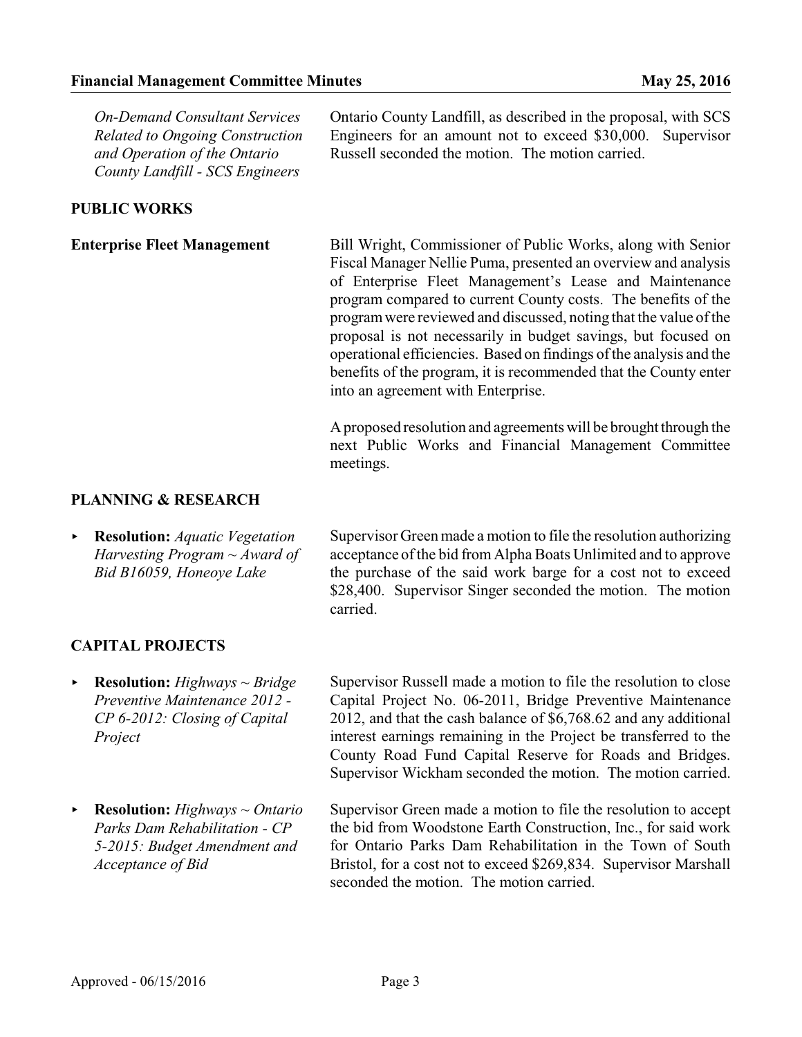*On-Demand Consultant Services Related to Ongoing Construction and Operation of the Ontario County Landfill - SCS Engineers*

Ontario County Landfill, as described in the proposal, with SCS Engineers for an amount not to exceed $30,000. Supervisor Russell seconded the motion. The motion carried.

## PUBLIC WORKS

**Enterprise Fleet Management**

Bill Wright, Commissioner of Public Works, along with Senior Fiscal Manager Nellie Puma, presented an overview and analysis of Enterprise Fleet Management's Lease and Maintenance program compared to current County costs. The benefits of the program were reviewed and discussed, noting that the value of the proposal is not necessarily in budget savings, but focused on operational efficiencies. Based on findings of the analysis and the benefits of the program, it is recommended that the County enter into an agreement with Enterprise.

A proposed resolution and agreements will be brought through the next Public Works and Financial Management Committee meetings.

## PLANNING & RESEARCH

- **Resolution:** *Aquatic Vegetation Harvesting Program ~ Award of Bid B16059, Honeoye Lake*

  Supervisor Green made a motion to file the resolution authorizing acceptance of the bid from Alpha Boats Unlimited and to approve the purchase of the said work barge for a cost not to exceed $28,400. Supervisor Singer seconded the motion. The motion carried.

## CAPITAL PROJECTS

- **Resolution:** *Highways ~ Bridge Preventive Maintenance 2012 - CP 6-2012: Closing of Capital Project*

  Supervisor Russell made a motion to file the resolution to close Capital Project No. 06-2011, Bridge Preventive Maintenance 2012, and that the cash balance of $6,768.62 and any additional interest earnings remaining in the Project be transferred to the County Road Fund Capital Reserve for Roads and Bridges. Supervisor Wickham seconded the motion. The motion carried.

- **Resolution:** *Highways ~ Ontario Parks Dam Rehabilitation - CP 5-2015: Budget Amendment and Acceptance of Bid*

  Supervisor Green made a motion to file the resolution to accept the bid from Woodstone Earth Construction, Inc., for said work for Ontario Parks Dam Rehabilitation in the Town of South Bristol, for a cost not to exceed $269,834. Supervisor Marshall seconded the motion. The motion carried.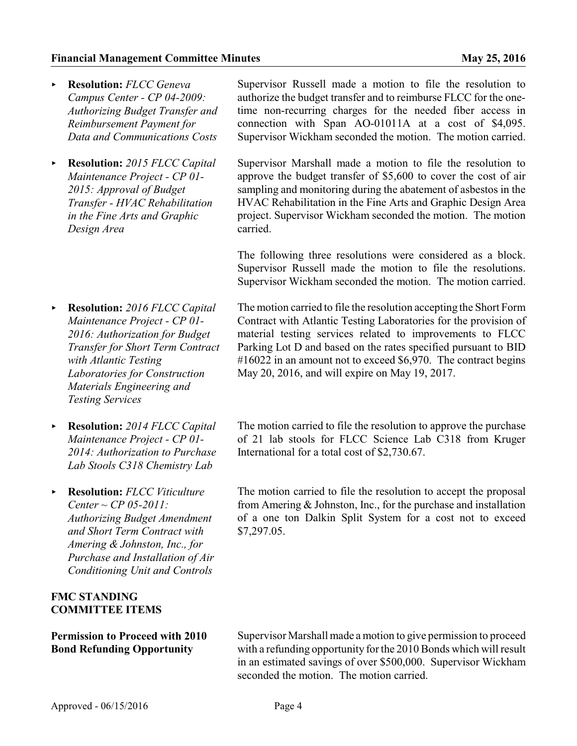- **Resolution:** *FLCC Geneva Campus Center - CP 04-2009: Authorizing Budget Transfer and Reimbursement Payment for Data and Communications Costs*

  Supervisor Russell made a motion to file the resolution to authorize the budget transfer and to reimburse FLCC for the one-time non-recurring charges for the needed fiber access in connection with Span AO-01011A at a cost of $4,095. Supervisor Wickham seconded the motion. The motion carried.

- **Resolution:** *2015 FLCC Capital Maintenance Project - CP 01-2015: Approval of Budget Transfer - HVAC Rehabilitation in the Fine Arts and Graphic Design Area*

  Supervisor Marshall made a motion to file the resolution to approve the budget transfer of $5,600 to cover the cost of air sampling and monitoring during the abatement of asbestos in the HVAC Rehabilitation in the Fine Arts and Graphic Design Area project. Supervisor Wickham seconded the motion. The motion carried.

The following three resolutions were considered as a block. Supervisor Russell made the motion to file the resolutions. Supervisor Wickham seconded the motion. The motion carried.

- **Resolution:** *2016 FLCC Capital Maintenance Project - CP 01-2016: Authorization for Budget Transfer for Short Term Contract with Atlantic Testing Laboratories for Construction Materials Engineering and Testing Services*

  The motion carried to file the resolution accepting the Short Form Contract with Atlantic Testing Laboratories for the provision of material testing services related to improvements to FLCC Parking Lot D and based on the rates specified pursuant to BID #16022 in an amount not to exceed $6,970. The contract begins May 20, 2016, and will expire on May 19, 2017.

- **Resolution:** *2014 FLCC Capital Maintenance Project - CP 01-2014: Authorization to Purchase Lab Stools C318 Chemistry Lab*

  The motion carried to file the resolution to approve the purchase of 21 lab stools for FLCC Science Lab C318 from Kruger International for a total cost of $2,730.67.

- **Resolution:** *FLCC Viticulture Center ~ CP 05-2011: Authorizing Budget Amendment and Short Term Contract with Amering & Johnston, Inc., for Purchase and Installation of Air Conditioning Unit and Controls*

  The motion carried to file the resolution to accept the proposal from Amering & Johnston, Inc., for the purchase and installation of a one ton Dalkin Split System for a cost not to exceed $7,297.05.

## FMC STANDING COMMITTEE ITEMS

**Permission to Proceed with 2010 Bond Refunding Opportunity**

Supervisor Marshall made a motion to give permission to proceed with a refunding opportunity for the 2010 Bonds which will result in an estimated savings of over $500,000. Supervisor Wickham seconded the motion. The motion carried.

Approved - 06/15/2016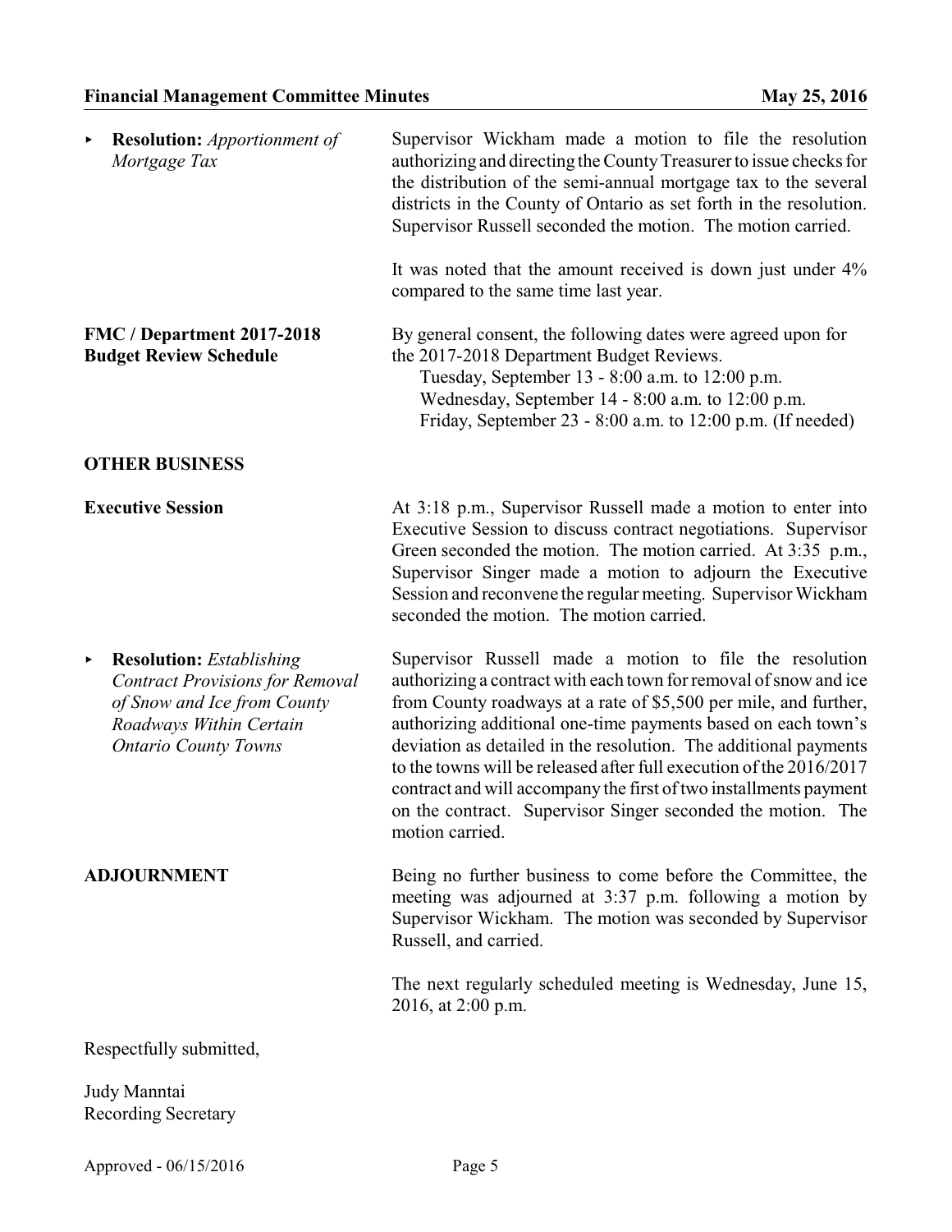- **Resolution:** *Apportionment of Mortgage Tax*

Supervisor Wickham made a motion to file the resolution authorizing and directing the County Treasurer to issue checks for the distribution of the semi-annual mortgage tax to the several districts in the County of Ontario as set forth in the resolution. Supervisor Russell seconded the motion. The motion carried.

It was noted that the amount received is down just under 4% compared to the same time last year.

**FMC / Department 2017-2018 Budget Review Schedule**

By general consent, the following dates were agreed upon for the 2017-2018 Department Budget Reviews.

Tuesday, September 13 - 8:00 a.m. to 12:00 p.m.
Wednesday, September 14 - 8:00 a.m. to 12:00 p.m.
Friday, September 23 - 8:00 a.m. to 12:00 p.m. (If needed)

**OTHER BUSINESS**

**Executive Session**

At 3:18 p.m., Supervisor Russell made a motion to enter into Executive Session to discuss contract negotiations. Supervisor Green seconded the motion. The motion carried. At 3:35 p.m., Supervisor Singer made a motion to adjourn the Executive Session and reconvene the regular meeting. Supervisor Wickham seconded the motion. The motion carried.

- **Resolution:** *Establishing Contract Provisions for Removal of Snow and Ice from County Roadways Within Certain Ontario County Towns*

Supervisor Russell made a motion to file the resolution authorizing a contract with each town for removal of snow and ice from County roadways at a rate of $5,500 per mile, and further, authorizing additional one-time payments based on each town's deviation as detailed in the resolution. The additional payments to the towns will be released after full execution of the 2016/2017 contract and will accompany the first of two installments payment on the contract. Supervisor Singer seconded the motion. The motion carried.

**ADJOURNMENT**

Being no further business to come before the Committee, the meeting was adjourned at 3:37 p.m. following a motion by Supervisor Wickham. The motion was seconded by Supervisor Russell, and carried.

The next regularly scheduled meeting is Wednesday, June 15, 2016, at 2:00 p.m.

Respectfully submitted,

Judy Manntai
Recording Secretary

Approved - 06/15/2016